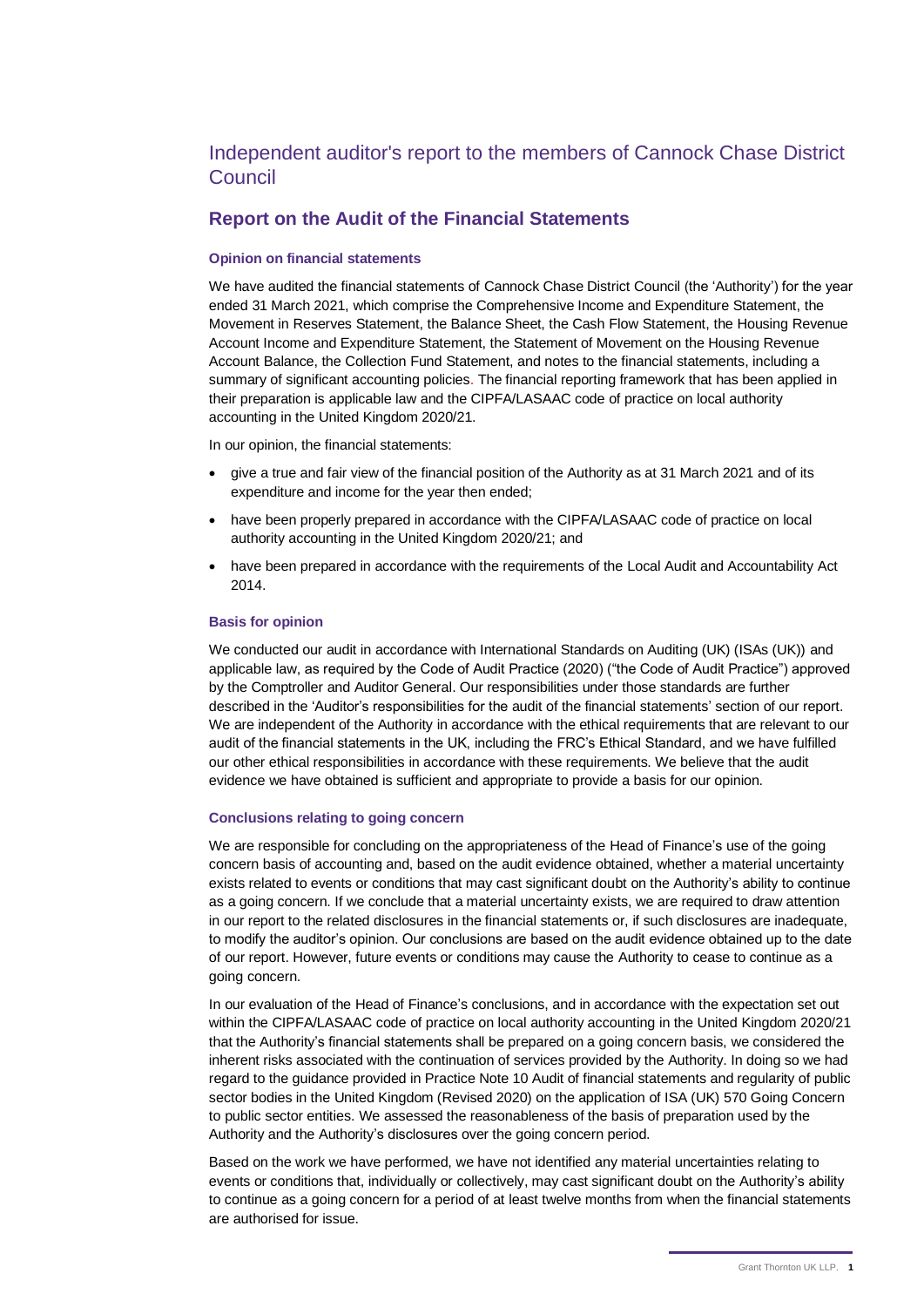# Independent auditor's report to the members of Cannock Chase District Council

## Report on the Audit of the Financial Statements

### Opinion on financial statements

We have audited the financial statements of Cannock Chase District Council (the 'Authority') for the year ended 31 March 2021, which comprise the Comprehensive Income and Expenditure Statement, the Movement in Reserves Statement, the Balance Sheet, the Cash Flow Statement, the Housing Revenue Account Income and Expenditure Statement, the Statement of Movement on the Housing Revenue Account Balance, the Collection Fund Statement, and notes to the financial statements, including a summary of significant accounting policies. The financial reporting framework that has been applied in their preparation is applicable law and the CIPFA/LASAAC code of practice on local authority accounting in the United Kingdom 2020/21.

In our opinion, the financial statements:

- give a true and fair view of the financial position of the Authority as at 31 March 2021 and of its expenditure and income for the year then ended;
- have been properly prepared in accordance with the CIPFA/LASAAC code of practice on local authority accounting in the United Kingdom 2020/21; and
- have been prepared in accordance with the requirements of the Local Audit and Accountability Act 2014.

### Basis for opinion

We conducted our audit in accordance with International Standards on Auditing (UK) (ISAs (UK)) and applicable law, as required by the Code of Audit Practice (2020) ("the Code of Audit Practice") approved by the Comptroller and Auditor General. Our responsibilities under those standards are further described in the 'Auditor's responsibilities for the audit of the financial statements' section of our report. We are independent of the Authority in accordance with the ethical requirements that are relevant to our audit of the financial statements in the UK, including the FRC's Ethical Standard, and we have fulfilled our other ethical responsibilities in accordance with these requirements. We believe that the audit evidence we have obtained is sufficient and appropriate to provide a basis for our opinion.

### Conclusions relating to going concern

We are responsible for concluding on the appropriateness of the Head of Finance's use of the going concern basis of accounting and, based on the audit evidence obtained, whether a material uncertainty exists related to events or conditions that may cast significant doubt on the Authority's ability to continue as a going concern. If we conclude that a material uncertainty exists, we are required to draw attention in our report to the related disclosures in the financial statements or, if such disclosures are inadequate, to modify the auditor's opinion. Our conclusions are based on the audit evidence obtained up to the date of our report. However, future events or conditions may cause the Authority to cease to continue as a going concern.

In our evaluation of the Head of Finance's conclusions, and in accordance with the expectation set out within the CIPFA/LASAAC code of practice on local authority accounting in the United Kingdom 2020/21 that the Authority's financial statements shall be prepared on a going concern basis, we considered the inherent risks associated with the continuation of services provided by the Authority. In doing so we had regard to the guidance provided in Practice Note 10 Audit of financial statements and regularity of public sector bodies in the United Kingdom (Revised 2020) on the application of ISA (UK) 570 Going Concern to public sector entities. We assessed the reasonableness of the basis of preparation used by the Authority and the Authority's disclosures over the going concern period.

Based on the work we have performed, we have not identified any material uncertainties relating to events or conditions that, individually or collectively, may cast significant doubt on the Authority's ability to continue as a going concern for a period of at least twelve months from when the financial statements are authorised for issue.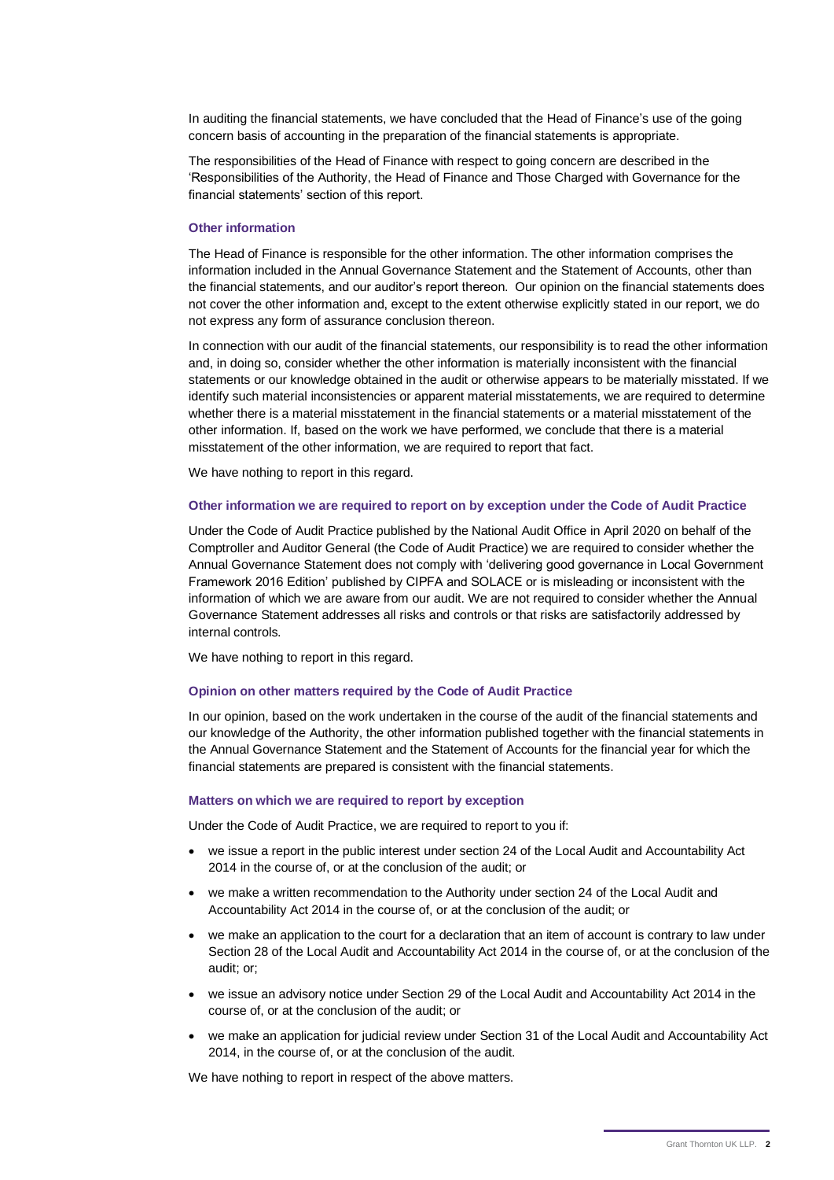In auditing the financial statements, we have concluded that the Head of Finance's use of the going concern basis of accounting in the preparation of the financial statements is appropriate.

The responsibilities of the Head of Finance with respect to going concern are described in the 'Responsibilities of the Authority, the Head of Finance and Those Charged with Governance for the financial statements' section of this report.

### Other information

The Head of Finance is responsible for the other information. The other information comprises the information included in the Annual Governance Statement and the Statement of Accounts, other than the financial statements, and our auditor's report thereon. Our opinion on the financial statements does not cover the other information and, except to the extent otherwise explicitly stated in our report, we do not express any form of assurance conclusion thereon.

In connection with our audit of the financial statements, our responsibility is to read the other information and, in doing so, consider whether the other information is materially inconsistent with the financial statements or our knowledge obtained in the audit or otherwise appears to be materially misstated. If we identify such material inconsistencies or apparent material misstatements, we are required to determine whether there is a material misstatement in the financial statements or a material misstatement of the other information. If, based on the work we have performed, we conclude that there is a material misstatement of the other information, we are required to report that fact.

We have nothing to report in this regard.

### Other information we are required to report on by exception under the Code of Audit Practice

Under the Code of Audit Practice published by the National Audit Office in April 2020 on behalf of the Comptroller and Auditor General (the Code of Audit Practice) we are required to consider whether the Annual Governance Statement does not comply with 'delivering good governance in Local Government Framework 2016 Edition' published by CIPFA and SOLACE or is misleading or inconsistent with the information of which we are aware from our audit. We are not required to consider whether the Annual Governance Statement addresses all risks and controls or that risks are satisfactorily addressed by internal controls.

We have nothing to report in this regard.

### Opinion on other matters required by the Code of Audit Practice

In our opinion, based on the work undertaken in the course of the audit of the financial statements and our knowledge of the Authority, the other information published together with the financial statements in the Annual Governance Statement and the Statement of Accounts for the financial year for which the financial statements are prepared is consistent with the financial statements.

### Matters on which we are required to report by exception

Under the Code of Audit Practice, we are required to report to you if:

- we issue a report in the public interest under section 24 of the Local Audit and Accountability Act 2014 in the course of, or at the conclusion of the audit; or
- we make a written recommendation to the Authority under section 24 of the Local Audit and Accountability Act 2014 in the course of, or at the conclusion of the audit; or
- we make an application to the court for a declaration that an item of account is contrary to law under Section 28 of the Local Audit and Accountability Act 2014 in the course of, or at the conclusion of the audit; or;
- we issue an advisory notice under Section 29 of the Local Audit and Accountability Act 2014 in the course of, or at the conclusion of the audit; or
- we make an application for judicial review under Section 31 of the Local Audit and Accountability Act 2014, in the course of, or at the conclusion of the audit.

We have nothing to report in respect of the above matters.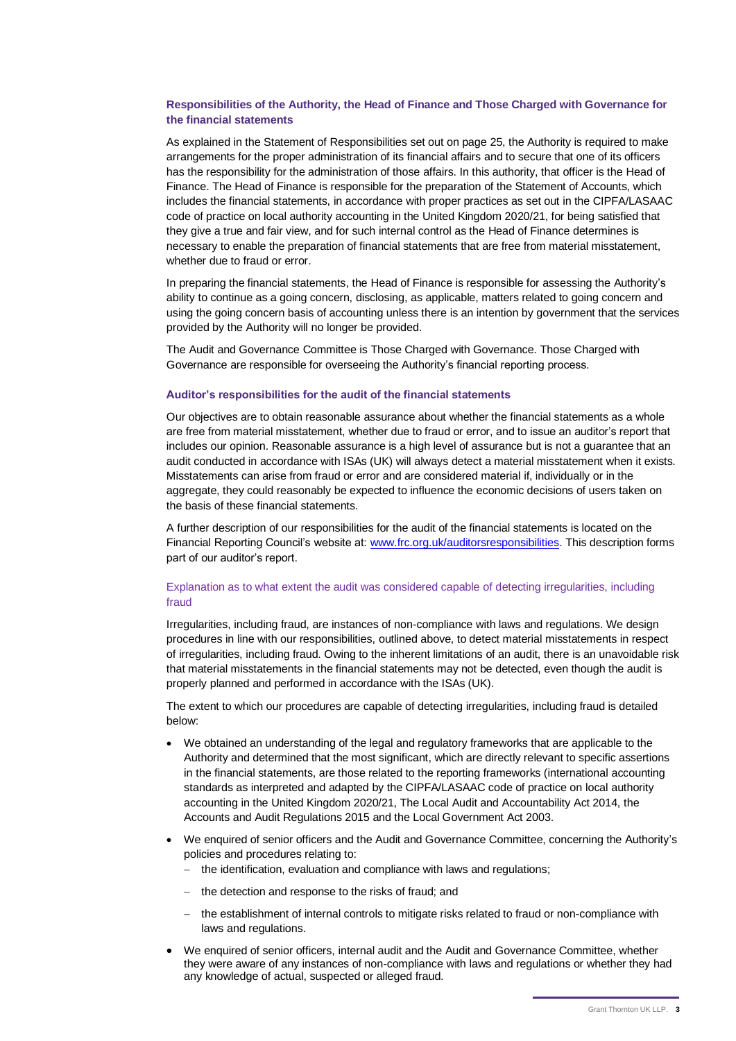### Responsibilities of the Authority, the Head of Finance and Those Charged with Governance for the financial statements

As explained in the Statement of Responsibilities set out on page 25, the Authority is required to make arrangements for the proper administration of its financial affairs and to secure that one of its officers has the responsibility for the administration of those affairs. In this authority, that officer is the Head of Finance. The Head of Finance is responsible for the preparation of the Statement of Accounts, which includes the financial statements, in accordance with proper practices as set out in the CIPFA/LASAAC code of practice on local authority accounting in the United Kingdom 2020/21, for being satisfied that they give a true and fair view, and for such internal control as the Head of Finance determines is necessary to enable the preparation of financial statements that are free from material misstatement, whether due to fraud or error.

In preparing the financial statements, the Head of Finance is responsible for assessing the Authority's ability to continue as a going concern, disclosing, as applicable, matters related to going concern and using the going concern basis of accounting unless there is an intention by government that the services provided by the Authority will no longer be provided.

The Audit and Governance Committee is Those Charged with Governance. Those Charged with Governance are responsible for overseeing the Authority's financial reporting process.

### Auditor's responsibilities for the audit of the financial statements

Our objectives are to obtain reasonable assurance about whether the financial statements as a whole are free from material misstatement, whether due to fraud or error, and to issue an auditor's report that includes our opinion. Reasonable assurance is a high level of assurance but is not a guarantee that an audit conducted in accordance with ISAs (UK) will always detect a material misstatement when it exists. Misstatements can arise from fraud or error and are considered material if, individually or in the aggregate, they could reasonably be expected to influence the economic decisions of users taken on the basis of these financial statements.

A further description of our responsibilities for the audit of the financial statements is located on the Financial Reporting Council's website at: [www.frc.org.uk/auditorsresponsibilities](http://www.frc.org.uk/auditorsresponsibilities). This description forms part of our auditor's report.

### Explanation as to what extent the audit was considered capable of detecting irregularities, including fraud

Irregularities, including fraud, are instances of non-compliance with laws and regulations. We design procedures in line with our responsibilities, outlined above, to detect material misstatements in respect of irregularities, including fraud. Owing to the inherent limitations of an audit, there is an unavoidable risk that material misstatements in the financial statements may not be detected, even though the audit is properly planned and performed in accordance with the ISAs (UK).

The extent to which our procedures are capable of detecting irregularities, including fraud is detailed below:

- We obtained an understanding of the legal and regulatory frameworks that are applicable to the Authority and determined that the most significant, which are directly relevant to specific assertions in the financial statements, are those related to the reporting frameworks (international accounting standards as interpreted and adapted by the CIPFA/LASAAC code of practice on local authority accounting in the United Kingdom 2020/21, The Local Audit and Accountability Act 2014, the Accounts and Audit Regulations 2015 and the Local Government Act 2003.
- We enquired of senior officers and the Audit and Governance Committee, concerning the Authority's policies and procedures relating to:
  - the identification, evaluation and compliance with laws and regulations;
  - the detection and response to the risks of fraud; and
  - the establishment of internal controls to mitigate risks related to fraud or non-compliance with laws and regulations.
- We enquired of senior officers, internal audit and the Audit and Governance Committee, whether they were aware of any instances of non-compliance with laws and regulations or whether they had any knowledge of actual, suspected or alleged fraud.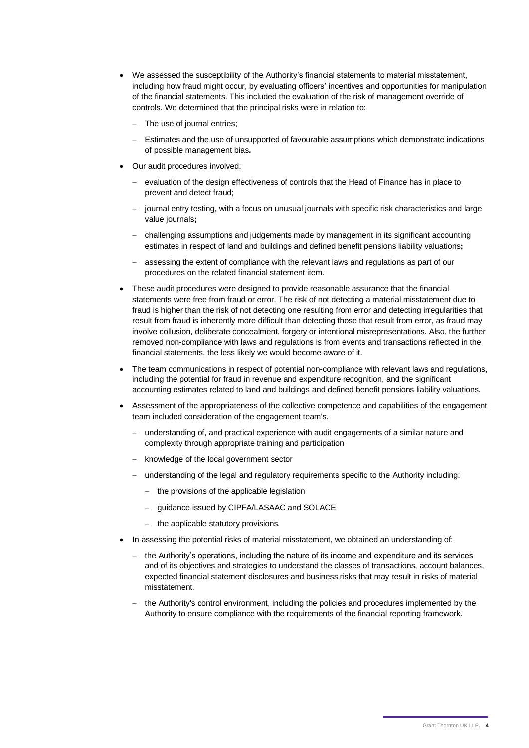- We assessed the susceptibility of the Authority's financial statements to material misstatement, including how fraud might occur, by evaluating officers' incentives and opportunities for manipulation of the financial statements. This included the evaluation of the risk of management override of controls. We determined that the principal risks were in relation to:
  - The use of journal entries;
  - Estimates and the use of unsupported of favourable assumptions which demonstrate indications of possible management bias**.**
- Our audit procedures involved:
  - evaluation of the design effectiveness of controls that the Head of Finance has in place to prevent and detect fraud;
  - journal entry testing, with a focus on unusual journals with specific risk characteristics and large value journals**;**
  - challenging assumptions and judgements made by management in its significant accounting estimates in respect of land and buildings and defined benefit pensions liability valuations**;**
  - assessing the extent of compliance with the relevant laws and regulations as part of our procedures on the related financial statement item.
- These audit procedures were designed to provide reasonable assurance that the financial statements were free from fraud or error. The risk of not detecting a material misstatement due to fraud is higher than the risk of not detecting one resulting from error and detecting irregularities that result from fraud is inherently more difficult than detecting those that result from error, as fraud may involve collusion, deliberate concealment, forgery or intentional misrepresentations. Also, the further removed non-compliance with laws and regulations is from events and transactions reflected in the financial statements, the less likely we would become aware of it.
- The team communications in respect of potential non-compliance with relevant laws and regulations, including the potential for fraud in revenue and expenditure recognition, and the significant accounting estimates related to land and buildings and defined benefit pensions liability valuations.
- Assessment of the appropriateness of the collective competence and capabilities of the engagement team included consideration of the engagement team's.
  - understanding of, and practical experience with audit engagements of a similar nature and complexity through appropriate training and participation
  - knowledge of the local government sector
  - understanding of the legal and regulatory requirements specific to the Authority including:
    - the provisions of the applicable legislation
    - guidance issued by CIPFA/LASAAC and SOLACE
    - the applicable statutory provisions.
- In assessing the potential risks of material misstatement, we obtained an understanding of:
  - the Authority's operations, including the nature of its income and expenditure and its services and of its objectives and strategies to understand the classes of transactions, account balances, expected financial statement disclosures and business risks that may result in risks of material misstatement.
  - the Authority's control environment, including the policies and procedures implemented by the Authority to ensure compliance with the requirements of the financial reporting framework.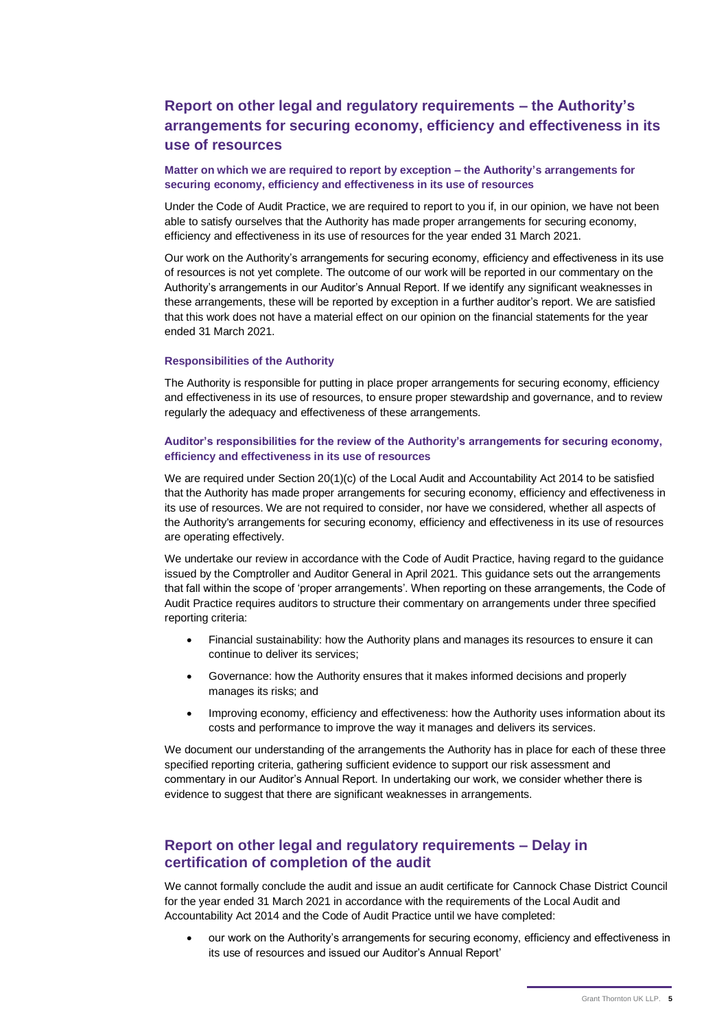## Report on other legal and regulatory requirements – the Authority's arrangements for securing economy, efficiency and effectiveness in its use of resources

### Matter on which we are required to report by exception – the Authority's arrangements for securing economy, efficiency and effectiveness in its use of resources

Under the Code of Audit Practice, we are required to report to you if, in our opinion, we have not been able to satisfy ourselves that the Authority has made proper arrangements for securing economy, efficiency and effectiveness in its use of resources for the year ended 31 March 2021.

Our work on the Authority's arrangements for securing economy, efficiency and effectiveness in its use of resources is not yet complete. The outcome of our work will be reported in our commentary on the Authority's arrangements in our Auditor's Annual Report. If we identify any significant weaknesses in these arrangements, these will be reported by exception in a further auditor's report. We are satisfied that this work does not have a material effect on our opinion on the financial statements for the year ended 31 March 2021.

### Responsibilities of the Authority

The Authority is responsible for putting in place proper arrangements for securing economy, efficiency and effectiveness in its use of resources, to ensure proper stewardship and governance, and to review regularly the adequacy and effectiveness of these arrangements.

### Auditor's responsibilities for the review of the Authority's arrangements for securing economy, efficiency and effectiveness in its use of resources

We are required under Section 20(1)(c) of the Local Audit and Accountability Act 2014 to be satisfied that the Authority has made proper arrangements for securing economy, efficiency and effectiveness in its use of resources. We are not required to consider, nor have we considered, whether all aspects of the Authority's arrangements for securing economy, efficiency and effectiveness in its use of resources are operating effectively.

We undertake our review in accordance with the Code of Audit Practice, having regard to the guidance issued by the Comptroller and Auditor General in April 2021. This guidance sets out the arrangements that fall within the scope of 'proper arrangements'. When reporting on these arrangements, the Code of Audit Practice requires auditors to structure their commentary on arrangements under three specified reporting criteria:

- Financial sustainability: how the Authority plans and manages its resources to ensure it can continue to deliver its services;
- Governance: how the Authority ensures that it makes informed decisions and properly manages its risks; and
- Improving economy, efficiency and effectiveness: how the Authority uses information about its costs and performance to improve the way it manages and delivers its services.

We document our understanding of the arrangements the Authority has in place for each of these three specified reporting criteria, gathering sufficient evidence to support our risk assessment and commentary in our Auditor's Annual Report. In undertaking our work, we consider whether there is evidence to suggest that there are significant weaknesses in arrangements.

## Report on other legal and regulatory requirements – Delay in certification of completion of the audit

We cannot formally conclude the audit and issue an audit certificate for Cannock Chase District Council for the year ended 31 March 2021 in accordance with the requirements of the Local Audit and Accountability Act 2014 and the Code of Audit Practice until we have completed:

- our work on the Authority's arrangements for securing economy, efficiency and effectiveness in its use of resources and issued our Auditor's Annual Report'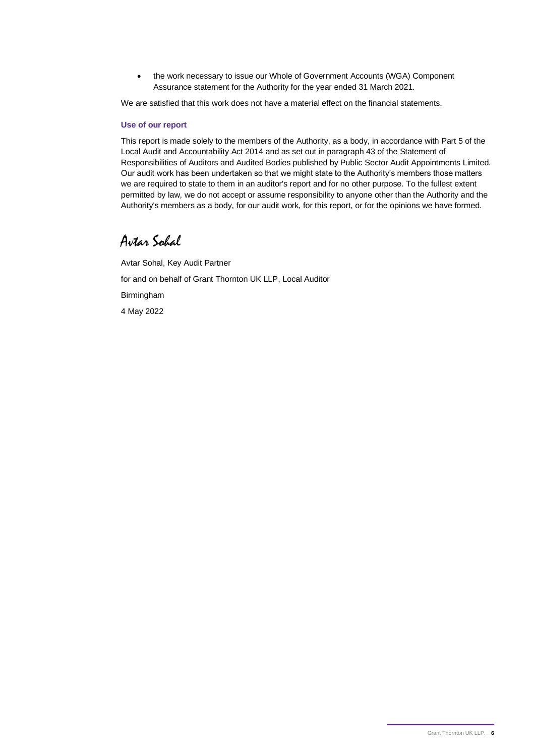- the work necessary to issue our Whole of Government Accounts (WGA) Component Assurance statement for the Authority for the year ended 31 March 2021.

We are satisfied that this work does not have a material effect on the financial statements.

### Use of our report

This report is made solely to the members of the Authority, as a body, in accordance with Part 5 of the Local Audit and Accountability Act 2014 and as set out in paragraph 43 of the Statement of Responsibilities of Auditors and Audited Bodies published by Public Sector Audit Appointments Limited. Our audit work has been undertaken so that we might state to the Authority's members those matters we are required to state to them in an auditor's report and for no other purpose. To the fullest extent permitted by law, we do not accept or assume responsibility to anyone other than the Authority and the Authority's members as a body, for our audit work, for this report, or for the opinions we have formed.

Avtar Sohal

Avtar Sohal, Key Audit Partner

for and on behalf of Grant Thornton UK LLP, Local Auditor

Birmingham

4 May 2022